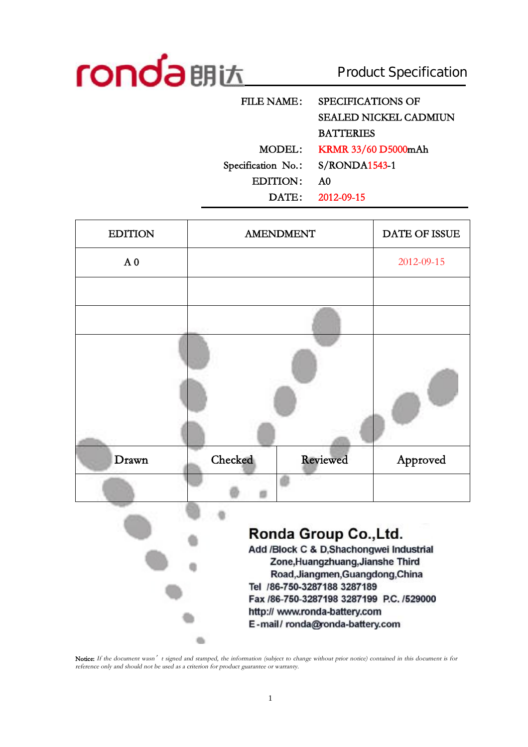ronda 朗达

# Product Specification

| | |
|---|---|
| FILE NAME: | SPECIFICATIONS OF SEALED NICKEL CADMIUN BATTERIES |
| MODEL: | KRMR 33/60 D5000mAh |
| Specification No.: | S/RONDA1543-1 |
| EDITION: | A0 |
| DATE: | 2012-09-15 |

| EDITION | AMENDMENT | | DATE OF ISSUE |
|---|---|---|---|
| A 0 | | | 2012-09-15 |
| | | | |
| | | | |
| | | | |
| Drawn | Checked | Reviewed | Approved |
| | | | |

**Ronda Group Co.,Ltd.**

Add /Block C & D,Shachongwei Industrial Zone,Huangzhuang,Jianshe Third Road,Jiangmen,Guangdong,China

Tel /86-750-3287188 3287189

Fax /86-750-3287198 3287199 P.C. /529000

http:// www.ronda-battery.com

E-mail/ ronda@ronda-battery.com

**Notice:** *If the document wasn't signed and stamped, the information (subject to change without prior notice) contained in this document is for reference only and should not be used as a criterion for product guarantee or warranty.*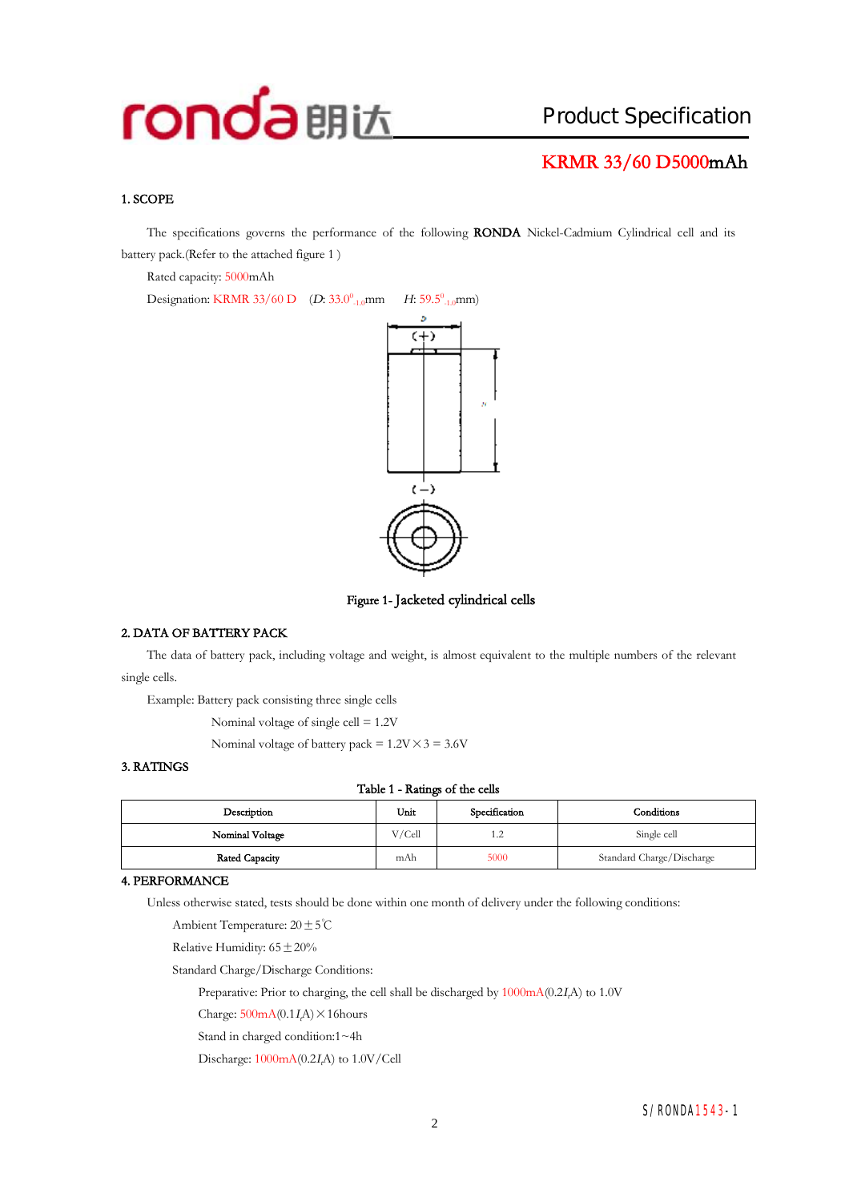# Product Specification

## KRMR 33/60 D5000mAh

### 1. SCOPE

The specifications governs the performance of the following **RONDA** Nickel-Cadmium Cylindrical cell and its battery pack.(Refer to the attached figure 1 )

Rated capacity: 5000mAh

Designation: KRMR 33/60 D  ($D$: $33.0^{0}_{-1.0}$mm  $H$: $59.5^{0}_{-1.0}$mm)

Figure 1- Jacketed cylindrical cells

### 2. DATA OF BATTERY PACK

The data of battery pack, including voltage and weight, is almost equivalent to the multiple numbers of the relevant single cells.

Example: Battery pack consisting three single cells

Nominal voltage of single cell = 1.2V

Nominal voltage of battery pack = 1.2V×3 = 3.6V

### 3. RATINGS

Table 1 - Ratings of the cells

| Description | Unit | Specification | Conditions |
|---|---|---|---|
| Nominal Voltage | V/Cell | 1.2 | Single cell |
| Rated Capacity | mAh | 5000 | Standard Charge/Discharge |

### 4. PERFORMANCE

Unless otherwise stated, tests should be done within one month of delivery under the following conditions:

Ambient Temperature: 20±5℃

Relative Humidity: 65±20%

Standard Charge/Discharge Conditions:

Preparative: Prior to charging, the cell shall be discharged by 1000mA($0.2I_tA$) to 1.0V

Charge: 500mA($0.1I_tA$)×16hours

Stand in charged condition:1~4h

Discharge: 1000mA($0.2I_tA$) to 1.0V/Cell

S/RONDA1543-1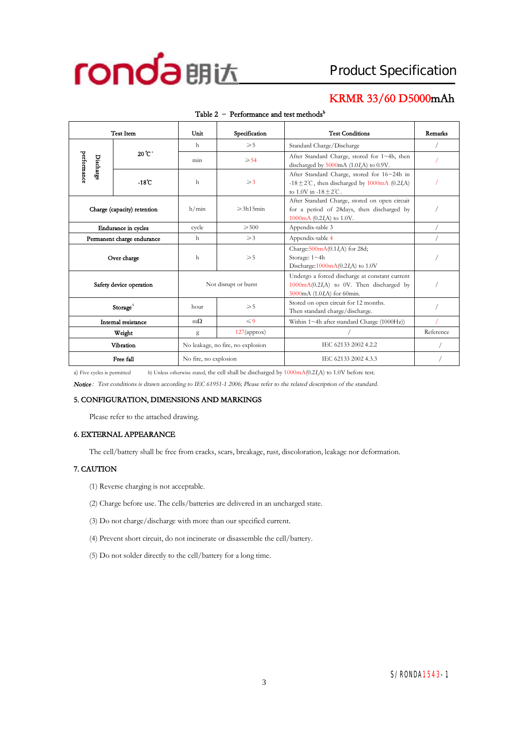# KRMR 33/60 D5000mAh

Table 2 – Performance and test methods[b]

| Test Item | | Unit | Specification | Test Conditions | Remarks |
|---|---|---|---|---|---|
| Discharge performance | 20℃[a] | h | ≥5 | Standard Charge/Discharge | / |
| | | min | ≥54 | After Standard Charge, stored for 1~4h, then discharged by 5000mA (1.0$I_t$A) to 0.9V. | / |
| | -18℃ | h | ≥3 | After Standard Charge, stored for 16~24h in -18±2℃, then discharged by 1000mA (0.2$I_t$A) to 1.0V in -18±2℃. | / |
| Charge (capacity) retention | | h/min | ≥3h15min | After Standard Charge, stored on open circuit for a period of 28days, then discharged by 1000mA (0.2$I_t$A) to 1.0V. | / |
| Endurance in cycles | | cycle | ≥500 | Appendix-table 3 | / |
| Permanent charge endurance | | h | ≥3 | Appendix-table 4 | / |
| Over charge | | h | ≥5 | Charge:500mA(0.1$I_t$A) for 28d; Storage: 1~4h Discharge:1000mA(0.2$I_t$A) to 1.0V | / |
| Safety device operation | | Not disrupt or burst | | Undergo a forced discharge at constant current 1000mA(0.2$I_t$A) to 0V. Then discharged by 5000mA (1.0$I_t$A) for 60min. | / |
| Storage[A] | | hour | ≥5 | Stored on open circuit for 12 months. Then standard charge/discharge. | / |
| Internal resistance | | mΩ | ≤9 | Within 1~4h after standard Charge (1000Hz)) | / |
| Weight | | g | 127(approx) | / | Reference |
| Vibration | | No leakage, no fire, no explosion | | IEC 62133 2002 4.2.2 | / |
| Free fall | | No fire, no explosion | | IEC 62133 2002 4.3.3 | / |

a) Five cycles is permitted    b) Unless otherwise stated, the cell shall be discharged by 1000mA(0.2$I_t$A) to 1.0V before test.

*Notice: Test conditions is drawn according to IEC 61951-1 2006; Please refer to the related description of the standard.*

## 5. CONFIGURATION, DIMENSIONS AND MARKINGS

Please refer to the attached drawing.

## 6. EXTERNAL APPEARANCE

The cell/battery shall be free from cracks, scars, breakage, rust, discoloration, leakage nor deformation.

## 7. CAUTION

(1) Reverse charging is not acceptable.

(2) Charge before use. The cells/batteries are delivered in an uncharged state.

(3) Do not charge/discharge with more than our specified current.

(4) Prevent short circuit, do not incinerate or disassemble the cell/battery.

(5) Do not solder directly to the cell/battery for a long time.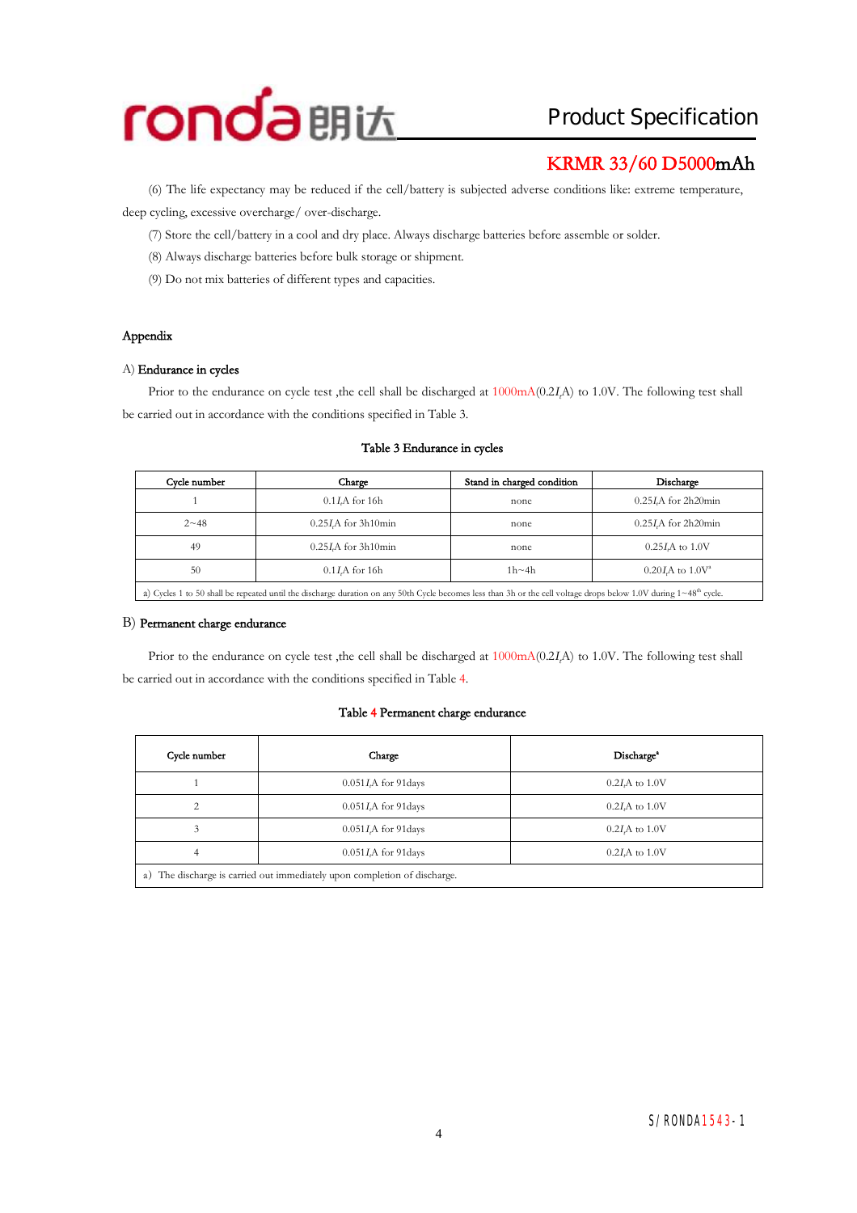(6) The life expectancy may be reduced if the cell/battery is subjected adverse conditions like: extreme temperature, deep cycling, excessive overcharge/ over-discharge.

(7) Store the cell/battery in a cool and dry place. Always discharge batteries before assemble or solder.

(8) Always discharge batteries before bulk storage or shipment.

(9) Do not mix batteries of different types and capacities.

## Appendix

### A) Endurance in cycles

Prior to the endurance on cycle test ,the cell shall be discharged at 1000mA(0.2$I_t$A) to 1.0V. The following test shall be carried out in accordance with the conditions specified in Table 3.

**Table 3 Endurance in cycles**

| Cycle number | Charge | Stand in charged condition | Discharge |
|---|---|---|---|
| 1 | 0.1$I_t$A for 16h | none | 0.25$I_t$A for 2h20min |
| 2~48 | 0.25$I_t$A for 3h10min | none | 0.25$I_t$A for 2h20min |
| 49 | 0.25$I_t$A for 3h10min | none | 0.25$I_t$A to 1.0V |
| 50 | 0.1$I_t$A for 16h | 1h~4h | 0.20$I_t$A to 1.0V[a] |
| a) Cycles 1 to 50 shall be repeated until the discharge duration on any 50th Cycle becomes less than 3h or the cell voltage drops below 1.0V during 1~48th cycle. | | | |

### B) Permanent charge endurance

Prior to the endurance on cycle test ,the cell shall be discharged at 1000mA(0.2$I_t$A) to 1.0V. The following test shall be carried out in accordance with the conditions specified in Table 4.

**Table 4 Permanent charge endurance**

| Cycle number | Charge | Discharge[a] |
|---|---|---|
| 1 | 0.051$I_t$A for 91days | 0.2$I_t$A to 1.0V |
| 2 | 0.051$I_t$A for 91days | 0.2$I_t$A to 1.0V |
| 3 | 0.051$I_t$A for 91days | 0.2$I_t$A to 1.0V |
| 4 | 0.051$I_t$A for 91days | 0.2$I_t$A to 1.0V |
| a) The discharge is carried out immediately upon completion of discharge. | | |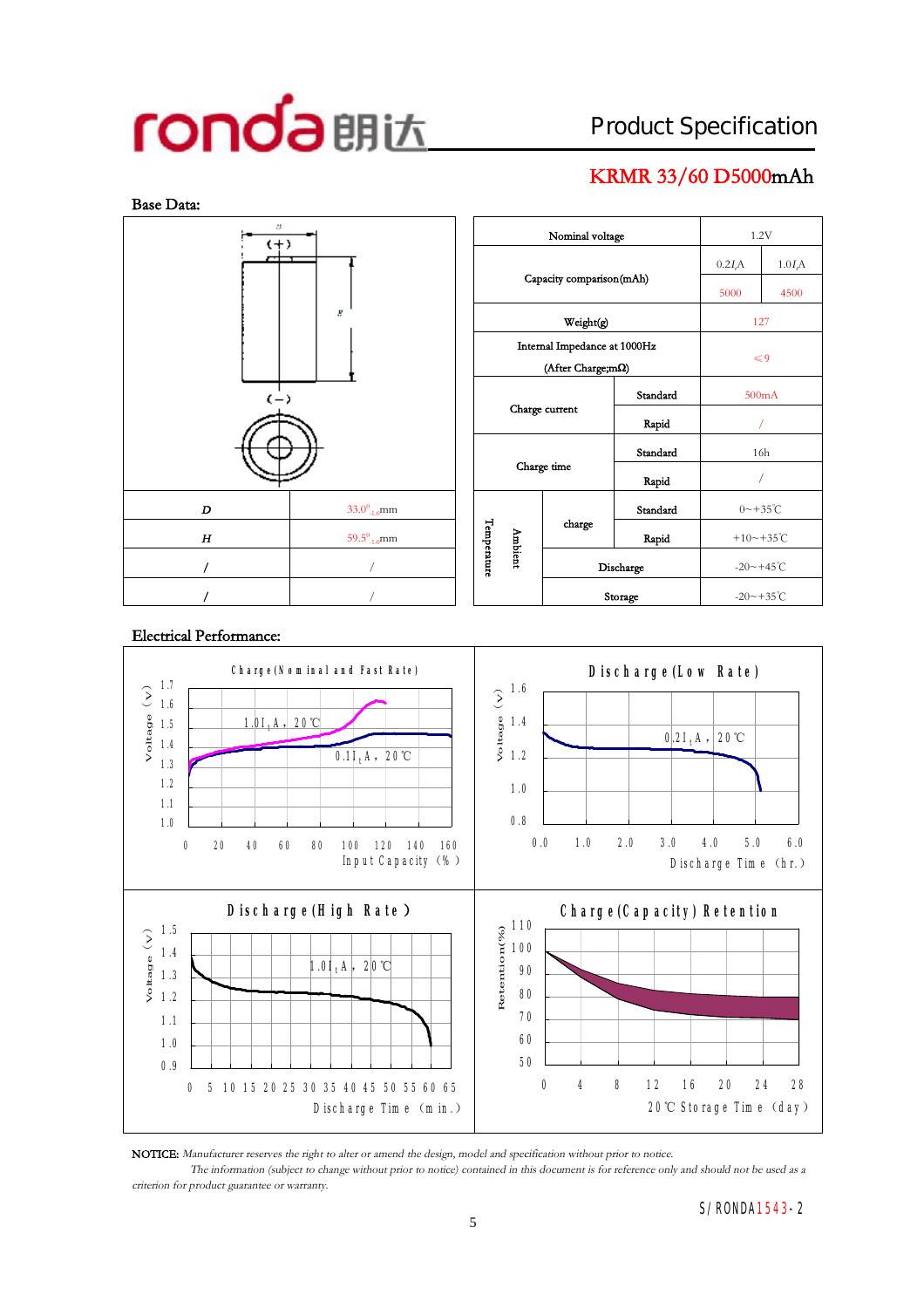ronda 朗达 Product Specification

## KRMR 33/60 D5000mAh

### Base Data:

| D | 33.0$^{0}_{-1.0}$mm |
|---|---|
| H | 59.5$^{0}_{-1.0}$mm |
| / | / |
| / | / |

| | | | | |
|---|---|---|---|---|
| Nominal voltage | | | 1.2V | |
| Capacity comparison(mAh) | | | 0.2$I_t$A | 1.0$I_t$A |
| | | | 5000 | 4500 |
| Weight(g) | | | 127 | |
| Internal Impedance at 1000Hz (After Charge;mΩ) | | | ≤9 | |
| Charge current | | Standard | 500mA | |
| | | Rapid | / | |
| Charge time | | Standard | 16h | |
| | | Rapid | / | |
| Temperature Ambient | charge | Standard | 0~+35℃ | |
| | | Rapid | +10~+35℃ | |
| | Discharge | | -20~+45℃ | |
| | Storage | | -20~+35℃ | |

### Electrical Performance:

**Charge (Nominal and Fast Rate)** — Voltage (V) vs Input Capacity (%); curves: 1.0$I_t$A, 20℃; 0.1$I_t$A, 20℃

**Discharge (Low Rate)** — Voltage (V) vs Discharge Time (hr.); curve: 0.2$I_t$A, 20℃

**Discharge (High Rate)** — Voltage (V) vs Discharge Time (min.); curve: 1.0$I_t$A, 20℃

**Charge (Capacity) Retention** — Retention (%) vs 20℃ Storage Time (day)

NOTICE: *Manufacturer reserves the right to alter or amend the design, model and specification without prior to notice.*
*The information (subject to change without prior to notice) contained in this document is for reference only and should not be used as a criterion for product guarantee or warranty.*

S/RONDA1543-2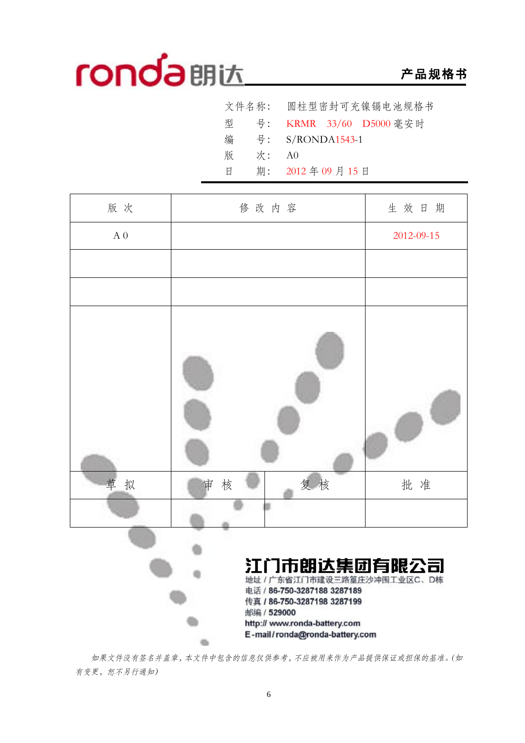ronda朗达 **产品规格书**

文件名称： 圆柱型密封可充镍镉电池规格书

型　　号： KRMR　33/60　D5000 毫安时

编　　号： S/RONDA1543-1

版　　次： A0

日　　期： 2012 年 09 月 15 日

| 版 次 | 修 改 内 容 | 生 效 日 期 |
|---|---|---|
| A 0 | | 2012-09-15 |
| | | |
| | | |
| | | |

| 草 拟 | 审 核 | 复 核 | 批 准 |
|---|---|---|---|
| | | | |

**江门市朗达集团有限公司**

地址 / 广东省江门市建设三路篁庄沙冲围工业区C、D栋

电话 / 86-750-3287188 3287189

传真 / 86-750-3287198 3287199

邮编 / 529000

http:// www.ronda-battery.com

E-mail / ronda@ronda-battery.com

*如果文件没有签名并盖章，本文件中包含的信息仅供参考，不应被用来作为产品提供保证或担保的基准。(如有变更，恕不另行通知)*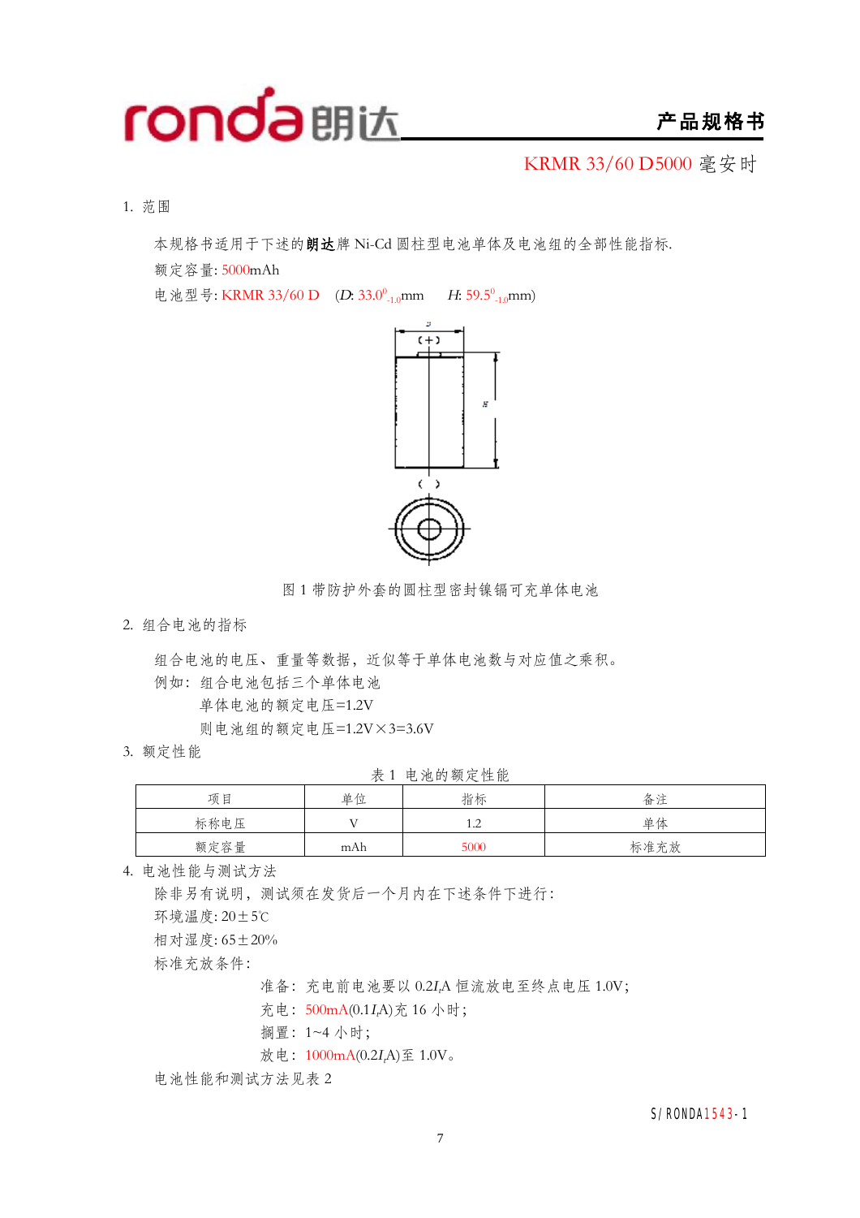ronda 朗达 **产品规格书**

KRMR 33/60 D5000 毫安时

1. 范围

本规格书适用于下述的**朗达**牌 Ni-Cd 圆柱型电池单体及电池组的全部性能指标.

额定容量: 5000mAh

电池型号: KRMR 33/60 D　(*D*: $33.0^{0}_{-1.0}$mm　*H*: $59.5^{0}_{-1.0}$mm)

图 1 带防护外套的圆柱型密封镍镉可充单体电池

2. 组合电池的指标

组合电池的电压、重量等数据，近似等于单体电池数与对应值之乘积。

例如：组合电池包括三个单体电池

单体电池的额定电压=1.2V

则电池组的额定电压=1.2V×3=3.6V

3. 额定性能

表 1 电池的额定性能

| 项目 | 单位 | 指标 | 备注 |
|---|---|---|---|
| 标称电压 | V | 1.2 | 单体 |
| 额定容量 | mAh | 5000 | 标准充放 |

4. 电池性能与测试方法

除非另有说明，测试须在发货后一个月内在下述条件下进行:

环境温度: 20±5℃

相对湿度: 65±20%

标准充放条件:

准备：充电前电池要以 $0.2I_t$A 恒流放电至终点电压 1.0V;

充电：500mA($0.1I_t$A)充 16 小时;

搁置：1~4 小时;

放电：1000mA($0.2I_t$A)至 1.0V。

电池性能和测试方法见表 2

S/RONDA1543-1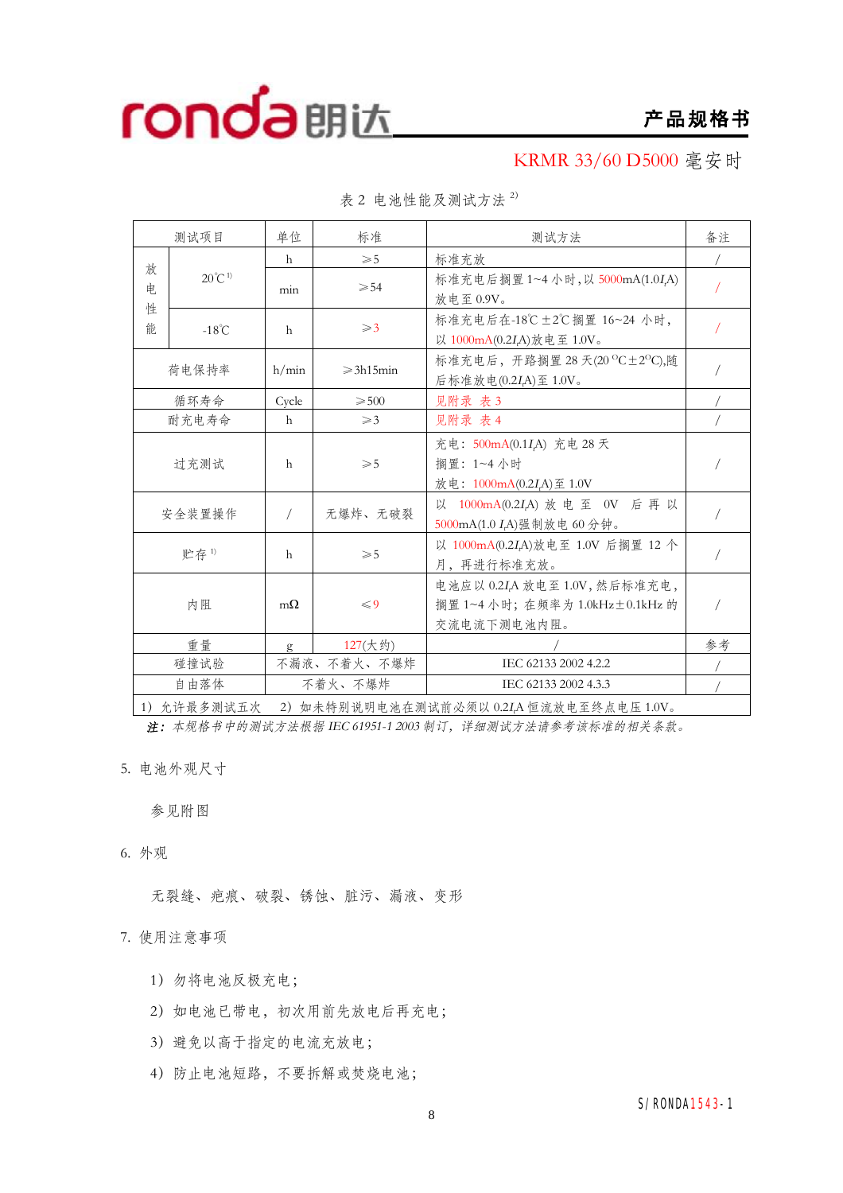KRMR 33/60 D5000 毫安时

表 2 电池性能及测试方法 2)

| 测试项目 | | 单位 | 标准 | 测试方法 | 备注 |
|---|---|---|---|---|---|
| 放电性能 | 20℃ 1) | h | ≥5 | 标准充放 | / |
| | | min | ≥54 | 标准充电后搁置 1~4 小时，以 5000mA(1.0$I_t$A) 放电至 0.9V。 | / |
| | -18℃ | h | ≥3 | 标准充电后在-18℃ ±2℃ 搁置 16~24 小时，以 1000mA(0.2$I_t$A)放电至 1.0V。 | / |
| 荷电保持率 | | h/min | ≥3h15min | 标准充电后，开路搁置 28 天(20 ℃±2℃),随后标准放电(0.2$I_t$A)至 1.0V。 | / |
| 循环寿命 | | Cycle | ≥500 | 见附录 表 3 | / |
| 耐充电寿命 | | h | ≥3 | 见附录 表 4 | / |
| 过充测试 | | h | ≥5 | 充电：500mA(0.1$I_t$A) 充电 28 天<br>搁置：1~4 小时<br>放电：1000mA(0.2$I_t$A)至 1.0V | / |
| 安全装置操作 | | / | 无爆炸、无破裂 | 以 1000mA(0.2$I_t$A) 放电至 0V 后再以 5000mA(1.0 $I_t$A)强制放电 60 分钟。 | / |
| 贮存 1) | | h | ≥5 | 以 1000mA(0.2$I_t$A)放电至 1.0V 后搁置 12 个月，再进行标准充放。 | / |
| 内阻 | | mΩ | ≤9 | 电池应以 0.2$I_t$A 放电至 1.0V，然后标准充电，搁置 1~4 小时；在频率为 1.0kHz±0.1kHz 的交流电流下测电池内阻。 | / |
| 重量 | | g | 127(大约) | / | 参考 |
| 碰撞试验 | | 不漏液、不着火、不爆炸 | | IEC 62133 2002 4.2.2 | / |
| 自由落体 | | 不着火、不爆炸 | | IEC 62133 2002 4.3.3 | / |

1）允许最多测试五次 2）如未特别说明电池在测试前必须以 0.2$I_t$A 恒流放电至终点电压 1.0V。

***注：本规格书中的测试方法根据 IEC 61951-1 2003 制订，详细测试方法请参考该标准的相关条款。***

5. 电池外观尺寸

参见附图

6. 外观

无裂缝、疤痕、破裂、锈蚀、脏污、漏液、变形

7. 使用注意事项

1）勿将电池反极充电；

2）如电池已带电，初次用前先放电后再充电；

3）避免以高于指定的电流充放电；

4）防止电池短路，不要拆解或焚烧电池；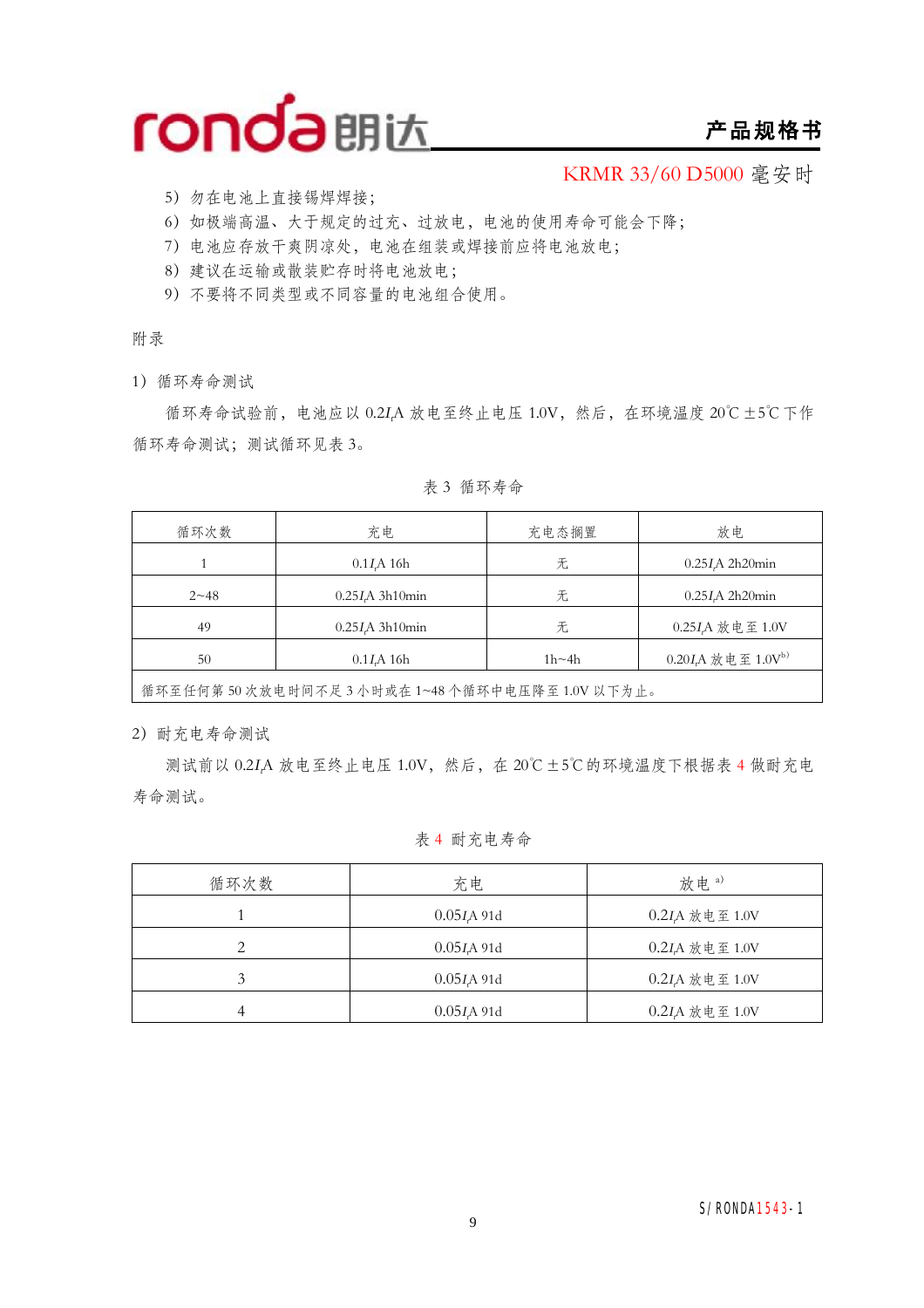5）勿在电池上直接锡焊焊接；

6）如极端高温、大于规定的过充、过放电，电池的使用寿命可能会下降；

7）电池应存放于爽阴凉处，电池在组装或焊接前应将电池放电；

8）建议在运输或散装贮存时将电池放电；

9）不要将不同类型或不同容量的电池组合使用。

附录

1）循环寿命测试

循环寿命试验前，电池应以 0.2$I_t$A 放电至终止电压 1.0V，然后，在环境温度 20℃±5℃下作循环寿命测试；测试循环见表 3。

表 3 循环寿命

| 循环次数 | 充电 | 充电态搁置 | 放电 |
|---|---|---|---|
| 1 | 0.1$I_t$A 16h | 无 | 0.25$I_t$A 2h20min |
| 2~48 | 0.25$I_t$A 3h10min | 无 | 0.25$I_t$A 2h20min |
| 49 | 0.25$I_t$A 3h10min | 无 | 0.25$I_t$A 放电至 1.0V |
| 50 | 0.1$I_t$A 16h | 1h~4h | 0.20$I_t$A 放电至 1.0V[b)] |
| 循环至任何第 50 次放电时间不足 3 小时或在 1~48 个循环中电压降至 1.0V 以下为止。 | | | |

2）耐充电寿命测试

测试前以 0.2$I_t$A 放电至终止电压 1.0V，然后，在 20℃±5℃的环境温度下根据表 4 做耐充电寿命测试。

表 4 耐充电寿命

| 循环次数 | 充电 | 放电[a)] |
|---|---|---|
| 1 | 0.05$I_t$A 91d | 0.2$I_t$A 放电至 1.0V |
| 2 | 0.05$I_t$A 91d | 0.2$I_t$A 放电至 1.0V |
| 3 | 0.05$I_t$A 91d | 0.2$I_t$A 放电至 1.0V |
| 4 | 0.05$I_t$A 91d | 0.2$I_t$A 放电至 1.0V |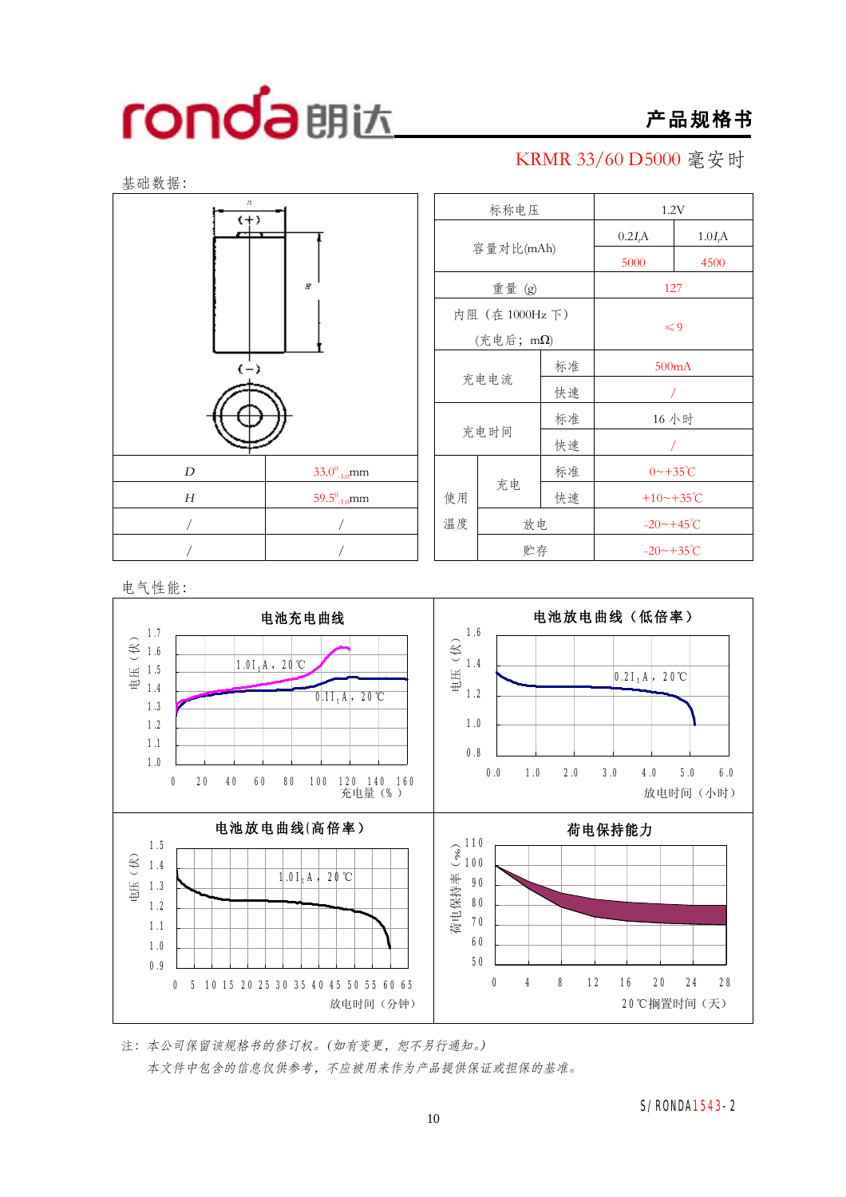**产品规格书**

KRMR 33/60 D5000 毫安时

基础数据:

| | |
|---|---|
| *D* | $33.0^{0}_{-1.0}$mm |
| *H* | $59.5^{0}_{-1.0}$mm |
| / | / |
| / | / |

| | | | |
|---|---|---|---|
| 标称电压 | | | 1.2V |
| 容量对比(mAh) | | 0.2$I_t$A | 1.0$I_t$A |
| | | 5000 | 4500 |
| 重量 (g) | | | 127 |
| 内阻（在 1000Hz 下）(充电后；mΩ) | | | ≤9 |
| 充电电流 | | 标准 | 500mA |
| | | 快速 | / |
| 充电时间 | | 标准 | 16 小时 |
| | | 快速 | / |
| 使用温度 | 充电 | 标准 | 0~+35℃ |
| | | 快速 | +10~+35℃ |
| | 放电 | | -20~+45℃ |
| | 贮存 | | -20~+35℃ |

电气性能:

**电池充电曲线**

电压（伏）
1.7 1.6 1.5 1.4 1.3 1.2 1.1 1.0
1.0$I_t$A，20℃
0.1$I_t$A，20℃
0 20 40 60 80 100 120 140 160
充电量（%）

**电池放电曲线（低倍率）**

电压（伏）
1.6 1.4 1.2 1.0 0.8
0.2$I_t$A，20℃
0.0 1.0 2.0 3.0 4.0 5.0 6.0
放电时间（小时）

**电池放电曲线(高倍率）**

电压（伏）
1.5 1.4 1.3 1.2 1.1 1.0 0.9
1.0$I_t$A，20℃
0 5 10 15 20 25 30 35 40 45 50 55 60 65
放电时间（分钟）

**荷电保持能力**

荷电保持率（%）
110 100 90 80 70 60 50
0 4 8 12 16 20 24 28
20℃搁置时间（天）

注：*本公司保留该规格书的修订权。(如有变更，恕不另行通知。)*

*本文件中包含的信息仅供参考，不应被用来作为产品提供保证或担保的基准。*

S/RONDA1543-2